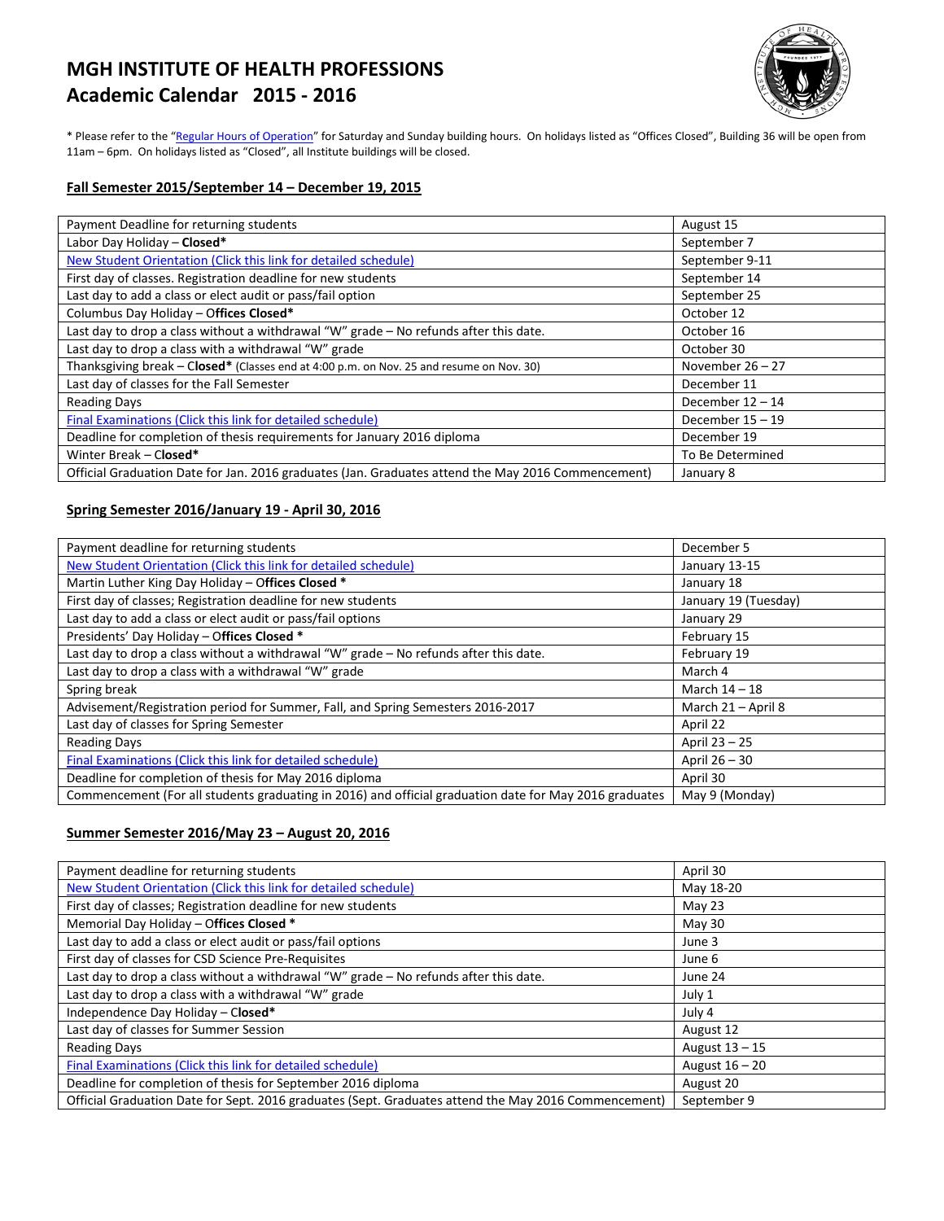# MGH INSTITUTE OF HEALTH PROFESSIONS
## Academic Calendar 2015 - 2016

* Please refer to the "Regular Hours of Operation" for Saturday and Sunday building hours. On holidays listed as "Offices Closed", Building 36 will be open from 11am – 6pm. On holidays listed as "Closed", all Institute buildings will be closed.

### Fall Semester 2015/September 14 – December 19, 2015

| | |
|---|---|
| Payment Deadline for returning students | August 15 |
| Labor Day Holiday – **Closed*** | September 7 |
| New Student Orientation (Click this link for detailed schedule) | September 9-11 |
| First day of classes. Registration deadline for new students | September 14 |
| Last day to add a class or elect audit or pass/fail option | September 25 |
| Columbus Day Holiday – **Offices Closed*** | October 12 |
| Last day to drop a class without a withdrawal "W" grade – No refunds after this date. | October 16 |
| Last day to drop a class with a withdrawal "W" grade | October 30 |
| Thanksgiving break – **Closed*** (Classes end at 4:00 p.m. on Nov. 25 and resume on Nov. 30) | November 26 – 27 |
| Last day of classes for the Fall Semester | December 11 |
| Reading Days | December 12 – 14 |
| Final Examinations (Click this link for detailed schedule) | December 15 – 19 |
| Deadline for completion of thesis requirements for January 2016 diploma | December 19 |
| Winter Break – **Closed*** | To Be Determined |
| Official Graduation Date for Jan. 2016 graduates (Jan. Graduates attend the May 2016 Commencement) | January 8 |

### Spring Semester 2016/January 19 - April 30, 2016

| | |
|---|---|
| Payment deadline for returning students | December 5 |
| New Student Orientation (Click this link for detailed schedule) | January 13-15 |
| Martin Luther King Day Holiday – **Offices Closed** * | January 18 |
| First day of classes; Registration deadline for new students | January 19 (Tuesday) |
| Last day to add a class or elect audit or pass/fail options | January 29 |
| Presidents' Day Holiday – **Offices Closed** * | February 15 |
| Last day to drop a class without a withdrawal "W" grade – No refunds after this date. | February 19 |
| Last day to drop a class with a withdrawal "W" grade | March 4 |
| Spring break | March 14 – 18 |
| Advisement/Registration period for Summer, Fall, and Spring Semesters 2016-2017 | March 21 – April 8 |
| Last day of classes for Spring Semester | April 22 |
| Reading Days | April 23 – 25 |
| Final Examinations (Click this link for detailed schedule) | April 26 – 30 |
| Deadline for completion of thesis for May 2016 diploma | April 30 |
| Commencement (For all students graduating in 2016) and official graduation date for May 2016 graduates | May 9 (Monday) |

### Summer Semester 2016/May 23 – August 20, 2016

| | |
|---|---|
| Payment deadline for returning students | April 30 |
| New Student Orientation (Click this link for detailed schedule) | May 18-20 |
| First day of classes; Registration deadline for new students | May 23 |
| Memorial Day Holiday – **Offices Closed** * | May 30 |
| Last day to add a class or elect audit or pass/fail options | June 3 |
| First day of classes for CSD Science Pre-Requisites | June 6 |
| Last day to drop a class without a withdrawal "W" grade – No refunds after this date. | June 24 |
| Last day to drop a class with a withdrawal "W" grade | July 1 |
| Independence Day Holiday – **Closed*** | July 4 |
| Last day of classes for Summer Session | August 12 |
| Reading Days | August 13 – 15 |
| Final Examinations (Click this link for detailed schedule) | August 16 – 20 |
| Deadline for completion of thesis for September 2016 diploma | August 20 |
| Official Graduation Date for Sept. 2016 graduates (Sept. Graduates attend the May 2016 Commencement) | September 9 |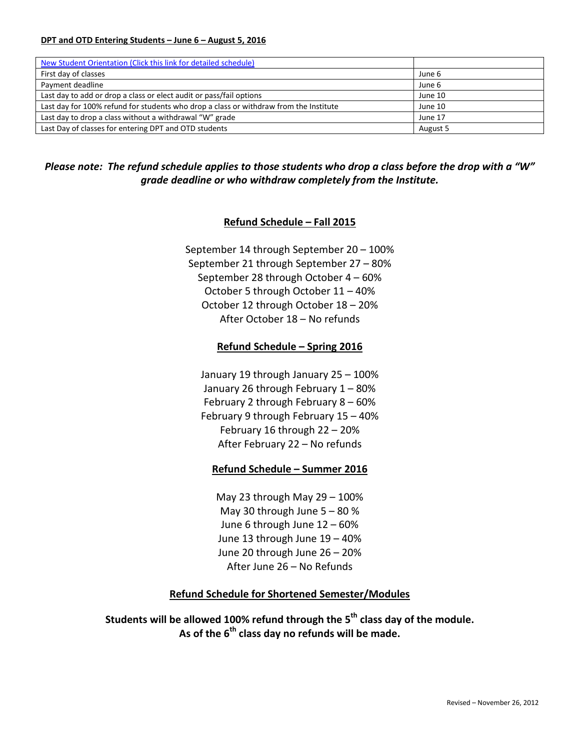**DPT and OTD Entering Students – June 6 – August 5, 2016**

| | |
|---|---|
| New Student Orientation (Click this link for detailed schedule) | |
| First day of classes | June 6 |
| Payment deadline | June 6 |
| Last day to add or drop a class or elect audit or pass/fail options | June 10 |
| Last day for 100% refund for students who drop a class or withdraw from the Institute | June 10 |
| Last day to drop a class without a withdrawal "W" grade | June 17 |
| Last Day of classes for entering DPT and OTD students | August 5 |

***Please note: The refund schedule applies to those students who drop a class before the drop with a "W" grade deadline or who withdraw completely from the Institute.***

## Refund Schedule – Fall 2015

September 14 through September 20 – 100%
September 21 through September 27 – 80%
September 28 through October 4 – 60%
October 5 through October 11 – 40%
October 12 through October 18 – 20%
After October 18 – No refunds

## Refund Schedule – Spring 2016

January 19 through January 25 – 100%
January 26 through February 1 – 80%
February 2 through February 8 – 60%
February 9 through February 15 – 40%
February 16 through 22 – 20%
After February 22 – No refunds

## Refund Schedule – Summer 2016

May 23 through May 29 – 100%
May 30 through June 5 – 80 %
June 6 through June 12 – 60%
June 13 through June 19 – 40%
June 20 through June 26 – 20%
After June 26 – No Refunds

## Refund Schedule for Shortened Semester/Modules

**Students will be allowed 100% refund through the 5th class day of the module. As of the 6th class day no refunds will be made.**

Revised – November 26, 2012